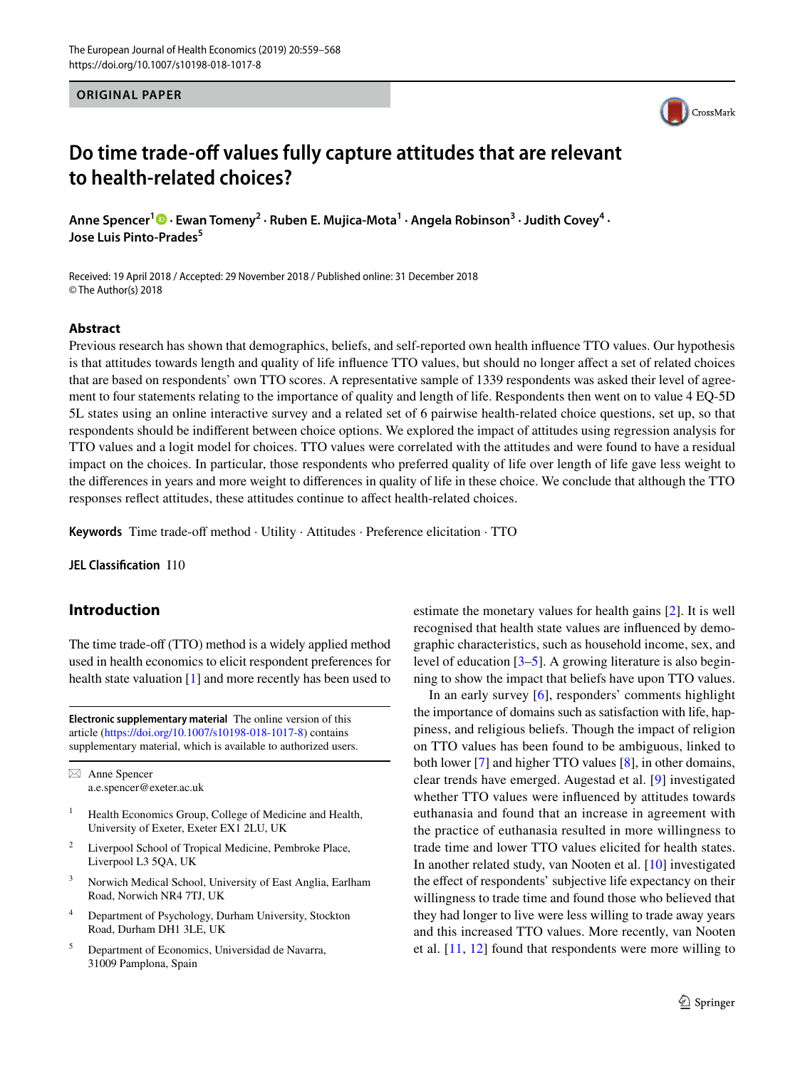ORIGINAL PAPER

# Do time trade-off values fully capture attitudes that are relevant to health-related choices?

**Anne Spencer[1] · Ewan Tomeny[2] · Ruben E. Mujica-Mota[1] · Angela Robinson[3] · Judith Covey[4] · Jose Luis Pinto-Prades[5]**

Received: 19 April 2018 / Accepted: 29 November 2018 / Published online: 31 December 2018
© The Author(s) 2018

## Abstract

Previous research has shown that demographics, beliefs, and self-reported own health influence TTO values. Our hypothesis is that attitudes towards length and quality of life influence TTO values, but should no longer affect a set of related choices that are based on respondents' own TTO scores. A representative sample of 1339 respondents was asked their level of agreement to four statements relating to the importance of quality and length of life. Respondents then went on to value 4 EQ-5D 5L states using an online interactive survey and a related set of 6 pairwise health-related choice questions, set up, so that respondents should be indifferent between choice options. We explored the impact of attitudes using regression analysis for TTO values and a logit model for choices. TTO values were correlated with the attitudes and were found to have a residual impact on the choices. In particular, those respondents who preferred quality of life over length of life gave less weight to the differences in years and more weight to differences in quality of life in these choice. We conclude that although the TTO responses reflect attitudes, these attitudes continue to affect health-related choices.

**Keywords** Time trade-off method · Utility · Attitudes · Preference elicitation · TTO

**JEL Classification** I10

## Introduction

The time trade-off (TTO) method is a widely applied method used in health economics to elicit respondent preferences for health state valuation [1] and more recently has been used to estimate the monetary values for health gains [2]. It is well recognised that health state values are influenced by demographic characteristics, such as household income, sex, and level of education [3–5]. A growing literature is also beginning to show the impact that beliefs have upon TTO values.

In an early survey [6], responders' comments highlight the importance of domains such as satisfaction with life, happiness, and religious beliefs. Though the impact of religion on TTO values has been found to be ambiguous, linked to both lower [7] and higher TTO values [8], in other domains, clear trends have emerged. Augestad et al. [9] investigated whether TTO values were influenced by attitudes towards euthanasia and found that an increase in agreement with the practice of euthanasia resulted in more willingness to trade time and lower TTO values elicited for health states. In another related study, van Nooten et al. [10] investigated the effect of respondents' subjective life expectancy on their willingness to trade time and found those who believed that they had longer to live were less willing to trade away years and this increased TTO values. More recently, van Nooten et al. [11, 12] found that respondents were more willing to

**Electronic supplementary material** The online version of this article (https://doi.org/10.1007/s10198-018-1017-8) contains supplementary material, which is available to authorized users.

✉ Anne Spencer
a.e.spencer@exeter.ac.uk

[1] Health Economics Group, College of Medicine and Health, University of Exeter, Exeter EX1 2LU, UK

[2] Liverpool School of Tropical Medicine, Pembroke Place, Liverpool L3 5QA, UK

[3] Norwich Medical School, University of East Anglia, Earlham Road, Norwich NR4 7TJ, UK

[4] Department of Psychology, Durham University, Stockton Road, Durham DH1 3LE, UK

[5] Department of Economics, Universidad de Navarra, 31009 Pamplona, Spain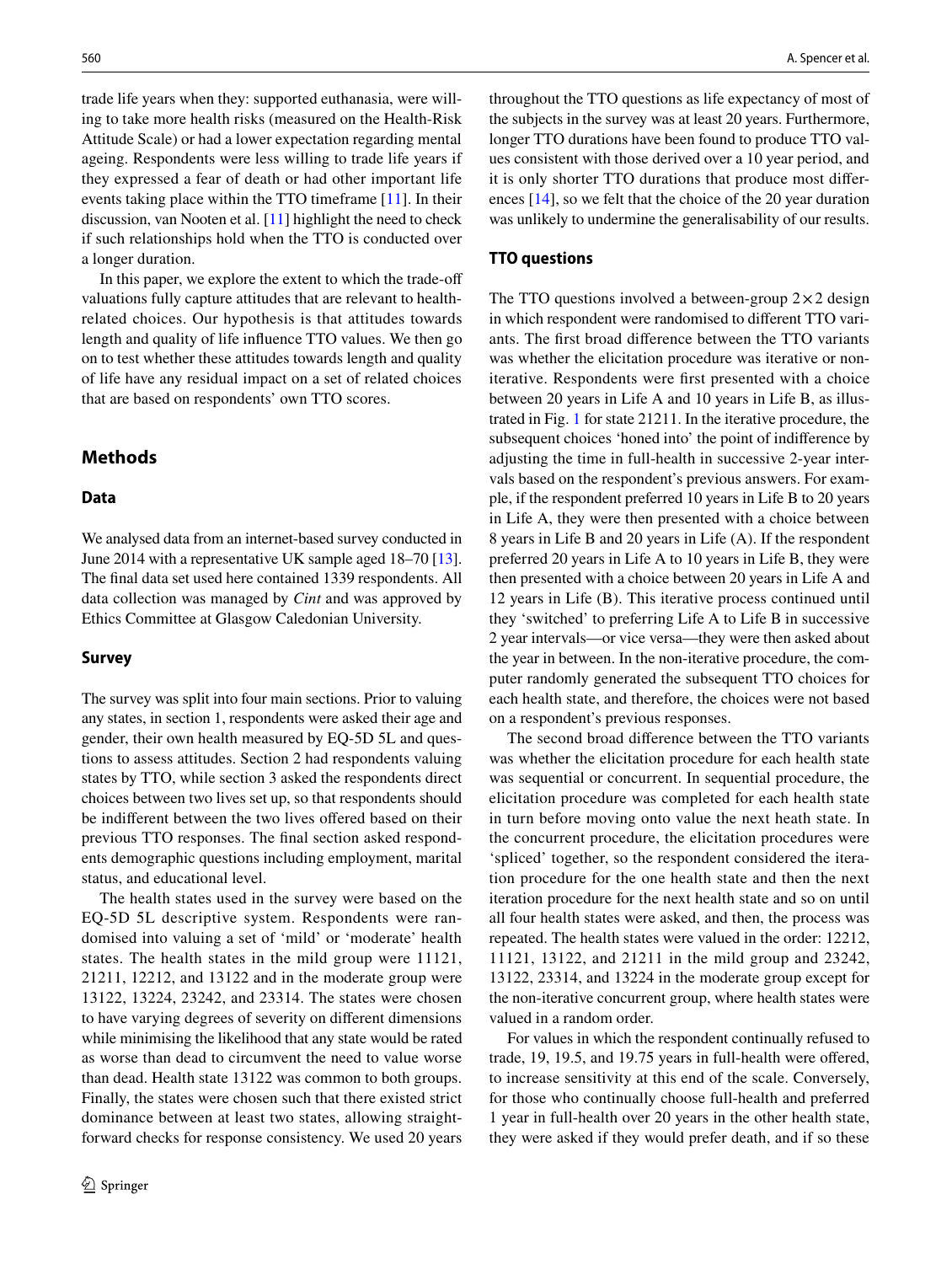trade life years when they: supported euthanasia, were willing to take more health risks (measured on the Health-Risk Attitude Scale) or had a lower expectation regarding mental ageing. Respondents were less willing to trade life years if they expressed a fear of death or had other important life events taking place within the TTO timeframe [11]. In their discussion, van Nooten et al. [11] highlight the need to check if such relationships hold when the TTO is conducted over a longer duration.

In this paper, we explore the extent to which the trade-off valuations fully capture attitudes that are relevant to health-related choices. Our hypothesis is that attitudes towards length and quality of life influence TTO values. We then go on to test whether these attitudes towards length and quality of life have any residual impact on a set of related choices that are based on respondents' own TTO scores.

## Methods

### Data

We analysed data from an internet-based survey conducted in June 2014 with a representative UK sample aged 18–70 [13]. The final data set used here contained 1339 respondents. All data collection was managed by *Cint* and was approved by Ethics Committee at Glasgow Caledonian University.

### Survey

The survey was split into four main sections. Prior to valuing any states, in section 1, respondents were asked their age and gender, their own health measured by EQ-5D 5L and questions to assess attitudes. Section 2 had respondents valuing states by TTO, while section 3 asked the respondents direct choices between two lives set up, so that respondents should be indifferent between the two lives offered based on their previous TTO responses. The final section asked respondents demographic questions including employment, marital status, and educational level.

The health states used in the survey were based on the EQ-5D 5L descriptive system. Respondents were randomised into valuing a set of 'mild' or 'moderate' health states. The health states in the mild group were 11121, 21211, 12212, and 13122 and in the moderate group were 13122, 13224, 23242, and 23314. The states were chosen to have varying degrees of severity on different dimensions while minimising the likelihood that any state would be rated as worse than dead to circumvent the need to value worse than dead. Health state 13122 was common to both groups. Finally, the states were chosen such that there existed strict dominance between at least two states, allowing straightforward checks for response consistency. We used 20 years throughout the TTO questions as life expectancy of most of the subjects in the survey was at least 20 years. Furthermore, longer TTO durations have been found to produce TTO values consistent with those derived over a 10 year period, and it is only shorter TTO durations that produce most differences [14], so we felt that the choice of the 20 year duration was unlikely to undermine the generalisability of our results.

### TTO questions

The TTO questions involved a between-group $2 \times 2$ design in which respondent were randomised to different TTO variants. The first broad difference between the TTO variants was whether the elicitation procedure was iterative or non-iterative. Respondents were first presented with a choice between 20 years in Life A and 10 years in Life B, as illustrated in Fig. 1 for state 21211. In the iterative procedure, the subsequent choices 'honed into' the point of indifference by adjusting the time in full-health in successive 2-year intervals based on the respondent's previous answers. For example, if the respondent preferred 10 years in Life B to 20 years in Life A, they were then presented with a choice between 8 years in Life B and 20 years in Life (A). If the respondent preferred 20 years in Life A to 10 years in Life B, they were then presented with a choice between 20 years in Life A and 12 years in Life (B). This iterative process continued until they 'switched' to preferring Life A to Life B in successive 2 year intervals—or vice versa—they were then asked about the year in between. In the non-iterative procedure, the computer randomly generated the subsequent TTO choices for each health state, and therefore, the choices were not based on a respondent's previous responses.

The second broad difference between the TTO variants was whether the elicitation procedure for each health state was sequential or concurrent. In sequential procedure, the elicitation procedure was completed for each health state in turn before moving onto value the next heath state. In the concurrent procedure, the elicitation procedures were 'spliced' together, so the respondent considered the iteration procedure for the one health state and then the next iteration procedure for the next health state and so on until all four health states were asked, and then, the process was repeated. The health states were valued in the order: 12212, 11121, 13122, and 21211 in the mild group and 23242, 13122, 23314, and 13224 in the moderate group except for the non-iterative concurrent group, where health states were valued in a random order.

For values in which the respondent continually refused to trade, 19, 19.5, and 19.75 years in full-health were offered, to increase sensitivity at this end of the scale. Conversely, for those who continually choose full-health and preferred 1 year in full-health over 20 years in the other health state, they were asked if they would prefer death, and if so these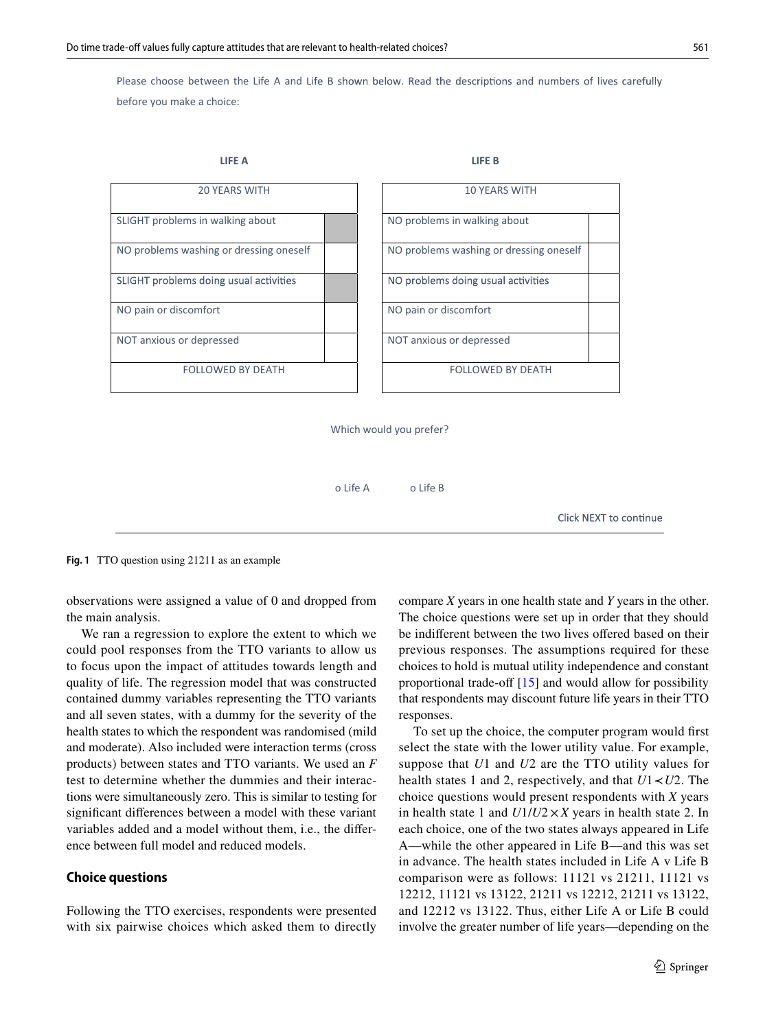Please choose between the Life A and Life B shown below. Read the descriptions and numbers of lives carefully before you make a choice:

| LIFE A | LIFE B |
| --- | --- |
| 20 YEARS WITH | 10 YEARS WITH |
| SLIGHT problems in walking about | NO problems in walking about |
| NO problems washing or dressing oneself | NO problems washing or dressing oneself |
| SLIGHT problems doing usual activities | NO problems doing usual activities |
| NO pain or discomfort | NO pain or discomfort |
| NOT anxious or depressed | NOT anxious or depressed |
| FOLLOWED BY DEATH | FOLLOWED BY DEATH |

Which would you prefer?

o Life A o Life B

Click NEXT to continue

**Fig. 1** TTO question using 21211 as an example

observations were assigned a value of 0 and dropped from the main analysis.

We ran a regression to explore the extent to which we could pool responses from the TTO variants to allow us to focus upon the impact of attitudes towards length and quality of life. The regression model that was constructed contained dummy variables representing the TTO variants and all seven states, with a dummy for the severity of the health states to which the respondent was randomised (mild and moderate). Also included were interaction terms (cross products) between states and TTO variants. We used an $F$ test to determine whether the dummies and their interactions were simultaneously zero. This is similar to testing for significant differences between a model with these variant variables added and a model without them, i.e., the difference between full model and reduced models.

### Choice questions

Following the TTO exercises, respondents were presented with six pairwise choices which asked them to directly compare $X$ years in one health state and $Y$ years in the other. The choice questions were set up in order that they should be indifferent between the two lives offered based on their previous responses. The assumptions required for these choices to hold is mutual utility independence and constant proportional trade-off [15] and would allow for possibility that respondents may discount future life years in their TTO responses.

To set up the choice, the computer program would first select the state with the lower utility value. For example, suppose that $U1$ and $U2$ are the TTO utility values for health states 1 and 2, respectively, and that $U1 < U2$. The choice questions would present respondents with $X$ years in health state 1 and $U1/U2 \times X$ years in health state 2. In each choice, one of the two states always appeared in Life A—while the other appeared in Life B—and this was set in advance. The health states included in Life A v Life B comparison were as follows: 11121 vs 21211, 11121 vs 12212, 11121 vs 13122, 21211 vs 12212, 21211 vs 13122, and 12212 vs 13122. Thus, either Life A or Life B could involve the greater number of life years—depending on the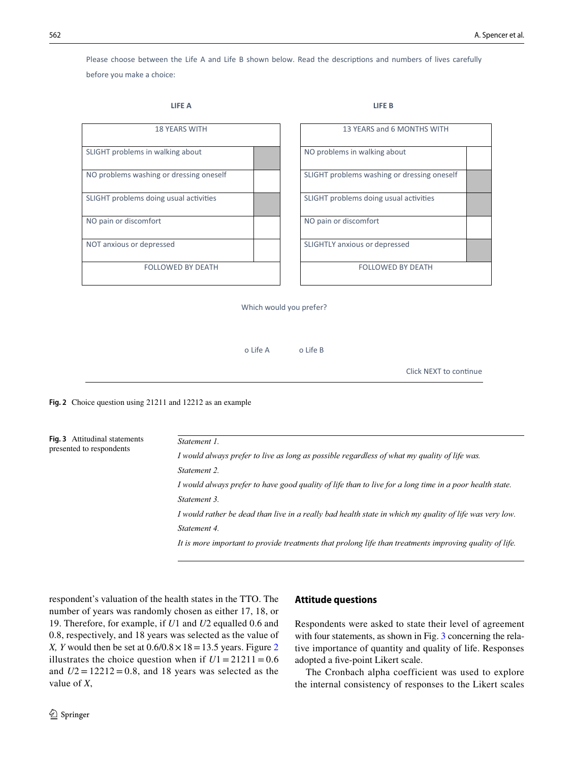Please choose between the Life A and Life B shown below. Read the descriptions and numbers of lives carefully before you make a choice:

| LIFE A | |
|---|---|
| 18 YEARS WITH | |
| SLIGHT problems in walking about | |
| NO problems washing or dressing oneself | |
| SLIGHT problems doing usual activities | |
| NO pain or discomfort | |
| NOT anxious or depressed | |
| FOLLOWED BY DEATH | |

| LIFE B | |
|---|---|
| 13 YEARS and 6 MONTHS WITH | |
| NO problems in walking about | |
| SLIGHT problems washing or dressing oneself | |
| SLIGHT problems doing usual activities | |
| NO pain or discomfort | |
| SLIGHTLY anxious or depressed | |
| FOLLOWED BY DEATH | |

Which would you prefer?

o Life A   o Life B

Click NEXT to continue

**Fig. 2** Choice question using 21211 and 12212 as an example

**Fig. 3** Attitudinal statements presented to respondents

*Statement 1.*

*I would always prefer to live as long as possible regardless of what my quality of life was.*

*Statement 2.*

*I would always prefer to have good quality of life than to live for a long time in a poor health state.*

*Statement 3.*

*I would rather be dead than live in a really bad health state in which my quality of life was very low.*

*Statement 4.*

*It is more important to provide treatments that prolong life than treatments improving quality of life.*

respondent's valuation of the health states in the TTO. The number of years was randomly chosen as either 17, 18, or 19. Therefore, for example, if $U1$ and $U2$ equalled 0.6 and 0.8, respectively, and 18 years was selected as the value of $X$, $Y$ would then be set at $0.6/0.8 \times 18 = 13.5$ years. Figure 2 illustrates the choice question when if $U1 = 21211 = 0.6$ and $U2 = 12212 = 0.8$, and 18 years was selected as the value of $X$,

## Attitude questions

Respondents were asked to state their level of agreement with four statements, as shown in Fig. 3 concerning the relative importance of quantity and quality of life. Responses adopted a five-point Likert scale.

The Cronbach alpha coefficient was used to explore the internal consistency of responses to the Likert scales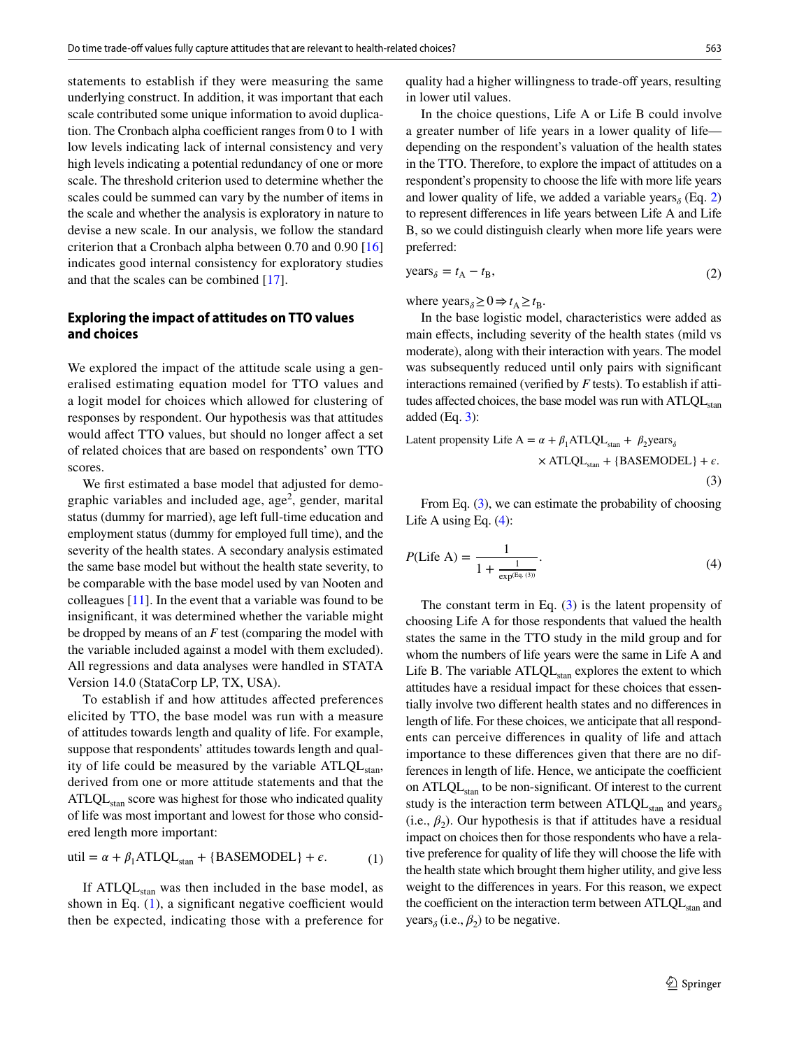statements to establish if they were measuring the same underlying construct. In addition, it was important that each scale contributed some unique information to avoid duplication. The Cronbach alpha coefficient ranges from 0 to 1 with low levels indicating lack of internal consistency and very high levels indicating a potential redundancy of one or more scale. The threshold criterion used to determine whether the scales could be summed can vary by the number of items in the scale and whether the analysis is exploratory in nature to devise a new scale. In our analysis, we follow the standard criterion that a Cronbach alpha between 0.70 and 0.90 [16] indicates good internal consistency for exploratory studies and that the scales can be combined [17].

## Exploring the impact of attitudes on TTO values and choices

We explored the impact of the attitude scale using a generalised estimating equation model for TTO values and a logit model for choices which allowed for clustering of responses by respondent. Our hypothesis was that attitudes would affect TTO values, but should no longer affect a set of related choices that are based on respondents' own TTO scores.

We first estimated a base model that adjusted for demographic variables and included age, age$^2$, gender, marital status (dummy for married), age left full-time education and employment status (dummy for employed full time), and the severity of the health states. A secondary analysis estimated the same base model but without the health state severity, to be comparable with the base model used by van Nooten and colleagues [11]. In the event that a variable was found to be insignificant, it was determined whether the variable might be dropped by means of an $F$ test (comparing the model with the variable included against a model with them excluded). All regressions and data analyses were handled in STATA Version 14.0 (StataCorp LP, TX, USA).

To establish if and how attitudes affected preferences elicited by TTO, the base model was run with a measure of attitudes towards length and quality of life. For example, suppose that respondents' attitudes towards length and quality of life could be measured by the variable $\text{ATLQL}_{\text{stan}}$, derived from one or more attitude statements and that the $\text{ATLQL}_{\text{stan}}$ score was highest for those who indicated quality of life was most important and lowest for those who considered length more important:

$$\text{util} = \alpha + \beta_1 \text{ATLQL}_{\text{stan}} + \{\text{BASEMODEL}\} + \epsilon. \tag{1}$$

If $\text{ATLQL}_{\text{stan}}$ was then included in the base model, as shown in Eq. (1), a significant negative coefficient would then be expected, indicating those with a preference for quality had a higher willingness to trade-off years, resulting in lower util values.

In the choice questions, Life A or Life B could involve a greater number of life years in a lower quality of life—depending on the respondent's valuation of the health states in the TTO. Therefore, to explore the impact of attitudes on a respondent's propensity to choose the life with more life years and lower quality of life, we added a variable $\text{years}_\delta$ (Eq. 2) to represent differences in life years between Life A and Life B, so we could distinguish clearly when more life years were preferred:

$$\text{years}_\delta = t_{\text{A}} - t_{\text{B}}, \tag{2}$$

where $\text{years}_\delta \geq 0 \Rightarrow t_{\text{A}} \geq t_{\text{B}}$.

In the base logistic model, characteristics were added as main effects, including severity of the health states (mild vs moderate), along with their interaction with years. The model was subsequently reduced until only pairs with significant interactions remained (verified by $F$ tests). To establish if attitudes affected choices, the base model was run with $\text{ATLQL}_{\text{stan}}$ added (Eq. 3):

$$\text{Latent propensity Life A} = \alpha + \beta_1 \text{ATLQL}_{\text{stan}} + \beta_2 \text{years}_\delta \times \text{ATLQL}_{\text{stan}} + \{\text{BASEMODEL}\} + \epsilon. \tag{3}$$

From Eq. (3), we can estimate the probability of choosing Life A using Eq. (4):

$$P(\text{Life A}) = \frac{1}{1 + \frac{1}{\exp^{(\text{Eq. (3)})}}}. \tag{4}$$

The constant term in Eq. (3) is the latent propensity of choosing Life A for those respondents that valued the health states the same in the TTO study in the mild group and for whom the numbers of life years were the same in Life A and Life B. The variable $\text{ATLQL}_{\text{stan}}$ explores the extent to which attitudes have a residual impact for these choices that essentially involve two different health states and no differences in length of life. For these choices, we anticipate that all respondents can perceive differences in quality of life and attach importance to these differences given that there are no differences in length of life. Hence, we anticipate the coefficient on $\text{ATLQL}_{\text{stan}}$ to be non-significant. Of interest to the current study is the interaction term between $\text{ATLQL}_{\text{stan}}$ and $\text{years}_\delta$ (i.e., $\beta_2$). Our hypothesis is that if attitudes have a residual impact on choices then for those respondents who have a relative preference for quality of life they will choose the life with the health state which brought them higher utility, and give less weight to the differences in years. For this reason, we expect the coefficient on the interaction term between $\text{ATLQL}_{\text{stan}}$ and $\text{years}_\delta$ (i.e., $\beta_2$) to be negative.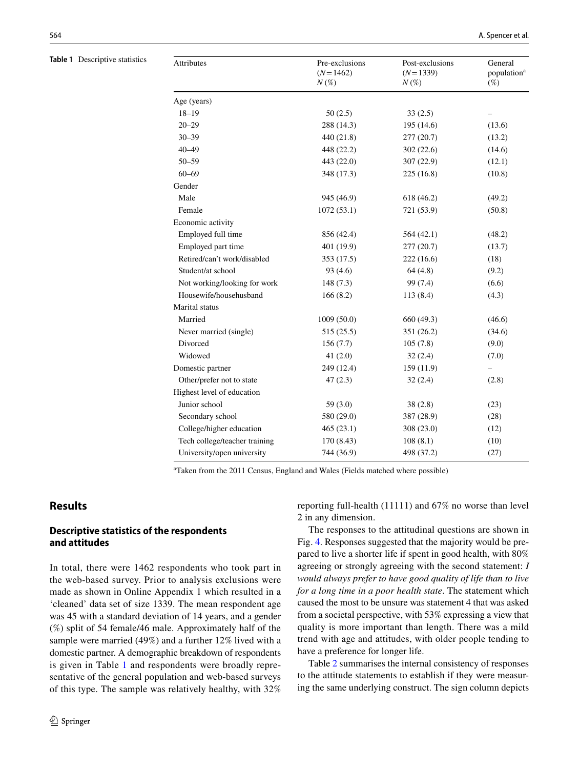**Table 1** Descriptive statistics

| Attributes | Pre-exclusions ($N=1462$) $N$ (%) | Post-exclusions ($N=1339$) $N$ (%) | General population[a] (%) |
|---|---|---|---|
| Age (years) | | | |
| 18–19 | 50 (2.5) | 33 (2.5) | – |
| 20–29 | 288 (14.3) | 195 (14.6) | (13.6) |
| 30–39 | 440 (21.8) | 277 (20.7) | (13.2) |
| 40–49 | 448 (22.2) | 302 (22.6) | (14.6) |
| 50–59 | 443 (22.0) | 307 (22.9) | (12.1) |
| 60–69 | 348 (17.3) | 225 (16.8) | (10.8) |
| Gender | | | |
| Male | 945 (46.9) | 618 (46.2) | (49.2) |
| Female | 1072 (53.1) | 721 (53.9) | (50.8) |
| Economic activity | | | |
| Employed full time | 856 (42.4) | 564 (42.1) | (48.2) |
| Employed part time | 401 (19.9) | 277 (20.7) | (13.7) |
| Retired/can't work/disabled | 353 (17.5) | 222 (16.6) | (18) |
| Student/at school | 93 (4.6) | 64 (4.8) | (9.2) |
| Not working/looking for work | 148 (7.3) | 99 (7.4) | (6.6) |
| Housewife/househusband | 166 (8.2) | 113 (8.4) | (4.3) |
| Marital status | | | |
| Married | 1009 (50.0) | 660 (49.3) | (46.6) |
| Never married (single) | 515 (25.5) | 351 (26.2) | (34.6) |
| Divorced | 156 (7.7) | 105 (7.8) | (9.0) |
| Widowed | 41 (2.0) | 32 (2.4) | (7.0) |
| Domestic partner | 249 (12.4) | 159 (11.9) | – |
| Other/prefer not to state | 47 (2.3) | 32 (2.4) | (2.8) |
| Highest level of education | | | |
| Junior school | 59 (3.0) | 38 (2.8) | (23) |
| Secondary school | 580 (29.0) | 387 (28.9) | (28) |
| College/higher education | 465 (23.1) | 308 (23.0) | (12) |
| Tech college/teacher training | 170 (8.43) | 108 (8.1) | (10) |
| University/open university | 744 (36.9) | 498 (37.2) | (27) |

[a]Taken from the 2011 Census, England and Wales (Fields matched where possible)

## Results

### Descriptive statistics of the respondents and attitudes

In total, there were 1462 respondents who took part in the web-based survey. Prior to analysis exclusions were made as shown in Online Appendix 1 which resulted in a 'cleaned' data set of size 1339. The mean respondent age was 45 with a standard deviation of 14 years, and a gender (%) split of 54 female/46 male. Approximately half of the sample were married (49%) and a further 12% lived with a domestic partner. A demographic breakdown of respondents is given in Table 1 and respondents were broadly representative of the general population and web-based surveys of this type. The sample was relatively healthy, with 32% reporting full-health (11111) and 67% no worse than level 2 in any dimension.

The responses to the attitudinal questions are shown in Fig. 4. Responses suggested that the majority would be prepared to live a shorter life if spent in good health, with 80% agreeing or strongly agreeing with the second statement: *I would always prefer to have good quality of life than to live for a long time in a poor health state*. The statement which caused the most to be unsure was statement 4 that was asked from a societal perspective, with 53% expressing a view that quality is more important than length. There was a mild trend with age and attitudes, with older people tending to have a preference for longer life.

Table 2 summarises the internal consistency of responses to the attitude statements to establish if they were measuring the same underlying construct. The sign column depicts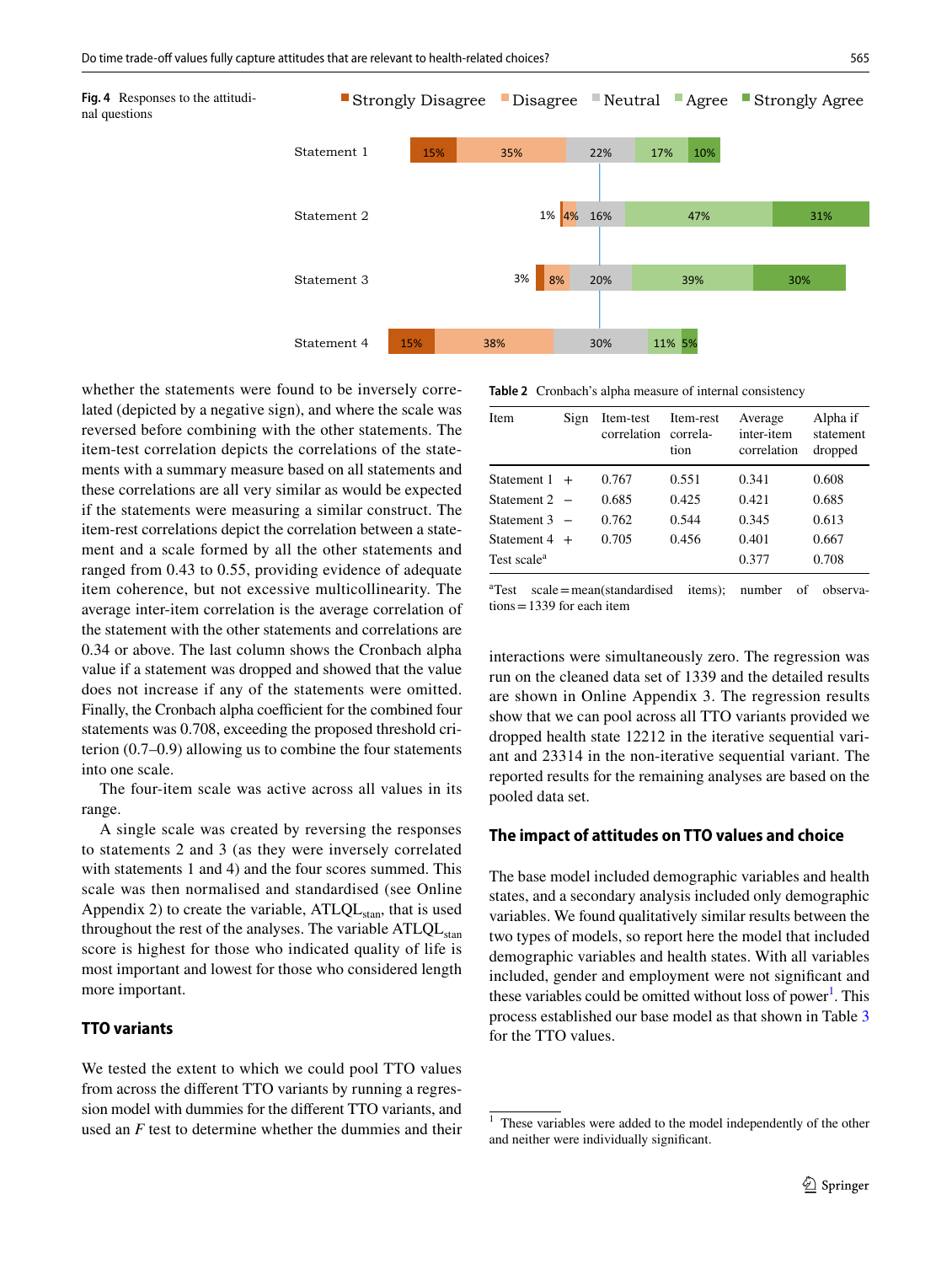**Fig. 4** Responses to the attitudinal questions

| | Strongly Disagree | Disagree | Neutral | Agree | Strongly Agree |
|---|---|---|---|---|---|
| Statement 1 | 15% | 35% | 22% | 17% | 10% |
| Statement 2 | 1% | 4% | 16% | 47% | 31% |
| Statement 3 | 3% | 8% | 20% | 39% | 30% |
| Statement 4 | 15% | 38% | 30% | 11% | 5% |

whether the statements were found to be inversely correlated (depicted by a negative sign), and where the scale was reversed before combining with the other statements. The item-test correlation depicts the correlations of the statements with a summary measure based on all statements and these correlations are all very similar as would be expected if the statements were measuring a similar construct. The item-rest correlations depict the correlation between a statement and a scale formed by all the other statements and ranged from 0.43 to 0.55, providing evidence of adequate item coherence, but not excessive multicollinearity. The average inter-item correlation is the average correlation of the statement with the other statements and correlations are 0.34 or above. The last column shows the Cronbach alpha value if a statement was dropped and showed that the value does not increase if any of the statements were omitted. Finally, the Cronbach alpha coefficient for the combined four statements was 0.708, exceeding the proposed threshold criterion (0.7–0.9) allowing us to combine the four statements into one scale.

The four-item scale was active across all values in its range.

A single scale was created by reversing the responses to statements 2 and 3 (as they were inversely correlated with statements 1 and 4) and the four scores summed. This scale was then normalised and standardised (see Online Appendix 2) to create the variable, $ATLQL_{stan}$, that is used throughout the rest of the analyses. The variable $ATLQL_{stan}$ score is highest for those who indicated quality of life is most important and lowest for those who considered length more important.

## TTO variants

We tested the extent to which we could pool TTO values from across the different TTO variants by running a regression model with dummies for the different TTO variants, and used an *F* test to determine whether the dummies and their interactions were simultaneously zero. The regression was run on the cleaned data set of 1339 and the detailed results are shown in Online Appendix 3. The regression results show that we can pool across all TTO variants provided we dropped health state 12212 in the iterative sequential variant and 23314 in the non-iterative sequential variant. The reported results for the remaining analyses are based on the pooled data set.

**Table 2** Cronbach's alpha measure of internal consistency

| Item | Sign | Item-test correlation | Item-rest correlation | Average inter-item correlation | Alpha if statement dropped |
|---|---|---|---|---|---|
| Statement 1 | + | 0.767 | 0.551 | 0.341 | 0.608 |
| Statement 2 | − | 0.685 | 0.425 | 0.421 | 0.685 |
| Statement 3 | − | 0.762 | 0.544 | 0.345 | 0.613 |
| Statement 4 | + | 0.705 | 0.456 | 0.401 | 0.667 |
| Test scale[a] | | | | 0.377 | 0.708 |

[a]Test scale = mean(standardised items); number of observations = 1339 for each item

## The impact of attitudes on TTO values and choice

The base model included demographic variables and health states, and a secondary analysis included only demographic variables. We found qualitatively similar results between the two types of models, so report here the model that included demographic variables and health states. With all variables included, gender and employment were not significant and these variables could be omitted without loss of power[1]. This process established our base model as that shown in Table 3 for the TTO values.

[1] These variables were added to the model independently of the other and neither were individually significant.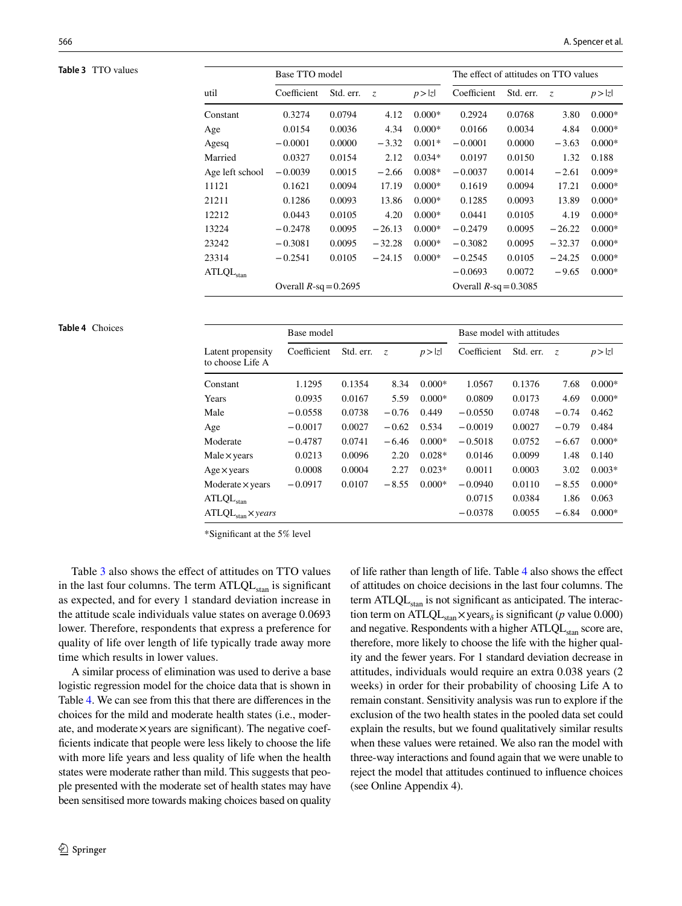**Table 3** TTO values

| util | Base TTO model | | | | The effect of attitudes on TTO values | | | |
|---|---|---|---|---|---|---|---|---|
| | Coefficient | Std. err. | $z$ | $p>\|z\|$ | Coefficient | Std. err. | $z$ | $p>\|z\|$ |
| Constant | 0.3274 | 0.0794 | 4.12 | 0.000* | 0.2924 | 0.0768 | 3.80 | 0.000* |
| Age | 0.0154 | 0.0036 | 4.34 | 0.000* | 0.0166 | 0.0034 | 4.84 | 0.000* |
| Agesq | −0.0001 | 0.0000 | −3.32 | 0.001* | −0.0001 | 0.0000 | −3.63 | 0.000* |
| Married | 0.0327 | 0.0154 | 2.12 | 0.034* | 0.0197 | 0.0150 | 1.32 | 0.188 |
| Age left school | −0.0039 | 0.0015 | −2.66 | 0.008* | −0.0037 | 0.0014 | −2.61 | 0.009* |
| 11121 | 0.1621 | 0.0094 | 17.19 | 0.000* | 0.1619 | 0.0094 | 17.21 | 0.000* |
| 21211 | 0.1286 | 0.0093 | 13.86 | 0.000* | 0.1285 | 0.0093 | 13.89 | 0.000* |
| 12212 | 0.0443 | 0.0105 | 4.20 | 0.000* | 0.0441 | 0.0105 | 4.19 | 0.000* |
| 13224 | −0.2478 | 0.0095 | −26.13 | 0.000* | −0.2479 | 0.0095 | −26.22 | 0.000* |
| 23242 | −0.3081 | 0.0095 | −32.28 | 0.000* | −0.3082 | 0.0095 | −32.37 | 0.000* |
| 23314 | −0.2541 | 0.0105 | −24.15 | 0.000* | −0.2545 | 0.0105 | −24.25 | 0.000* |
| $\text{ATLQL}_{\text{stan}}$ | | | | | −0.0693 | 0.0072 | −9.65 | 0.000* |
| | Overall $R$-sq = 0.2695 | | | | Overall $R$-sq = 0.3085 | | | |

**Table 4** Choices

| Latent propensity to choose Life A | Base model | | | | Base model with attitudes | | | |
|---|---|---|---|---|---|---|---|---|
| | Coefficient | Std. err. | $z$ | $p>\|z\|$ | Coefficient | Std. err. | $z$ | $p>\|z\|$ |
| Constant | 1.1295 | 0.1354 | 8.34 | 0.000* | 1.0567 | 0.1376 | 7.68 | 0.000* |
| Years | 0.0935 | 0.0167 | 5.59 | 0.000* | 0.0809 | 0.0173 | 4.69 | 0.000* |
| Male | −0.0558 | 0.0738 | −0.76 | 0.449 | −0.0550 | 0.0748 | −0.74 | 0.462 |
| Age | −0.0017 | 0.0027 | −0.62 | 0.534 | −0.0019 | 0.0027 | −0.79 | 0.484 |
| Moderate | −0.4787 | 0.0741 | −6.46 | 0.000* | −0.5018 | 0.0752 | −6.67 | 0.000* |
| Male × years | 0.0213 | 0.0096 | 2.20 | 0.028* | 0.0146 | 0.0099 | 1.48 | 0.140 |
| Age × years | 0.0008 | 0.0004 | 2.27 | 0.023* | 0.0011 | 0.0003 | 3.02 | 0.003* |
| Moderate × years | −0.0917 | 0.0107 | −8.55 | 0.000* | −0.0940 | 0.0110 | −8.55 | 0.000* |
| $\text{ATLQL}_{\text{stan}}$ | | | | | 0.0715 | 0.0384 | 1.86 | 0.063 |
| $\text{ATLQL}_{\text{stan}} \times \textit{years}$ | | | | | −0.0378 | 0.0055 | −6.84 | 0.000* |

*Significant at the 5% level

Table 3 also shows the effect of attitudes on TTO values in the last four columns. The term $\text{ATLQL}_{\text{stan}}$ is significant as expected, and for every 1 standard deviation increase in the attitude scale individuals value states on average 0.0693 lower. Therefore, respondents that express a preference for quality of life over length of life typically trade away more time which results in lower values.

A similar process of elimination was used to derive a base logistic regression model for the choice data that is shown in Table 4. We can see from this that there are differences in the choices for the mild and moderate health states (i.e., moderate, and moderate × years are significant). The negative coefficients indicate that people were less likely to choose the life with more life years and less quality of life when the health states were moderate rather than mild. This suggests that people presented with the moderate set of health states may have been sensitised more towards making choices based on quality of life rather than length of life. Table 4 also shows the effect of attitudes on choice decisions in the last four columns. The term $\text{ATLQL}_{\text{stan}}$ is not significant as anticipated. The interaction term on $\text{ATLQL}_{\text{stan}} \times \text{years}_{\delta}$ is significant ($p$ value 0.000) and negative. Respondents with a higher $\text{ATLQL}_{\text{stan}}$ score are, therefore, more likely to choose the life with the higher quality and the fewer years. For 1 standard deviation decrease in attitudes, individuals would require an extra 0.038 years (2 weeks) in order for their probability of choosing Life A to remain constant. Sensitivity analysis was run to explore if the exclusion of the two health states in the pooled data set could explain the results, but we found qualitatively similar results when these values were retained. We also ran the model with three-way interactions and found again that we were unable to reject the model that attitudes continued to influence choices (see Online Appendix 4).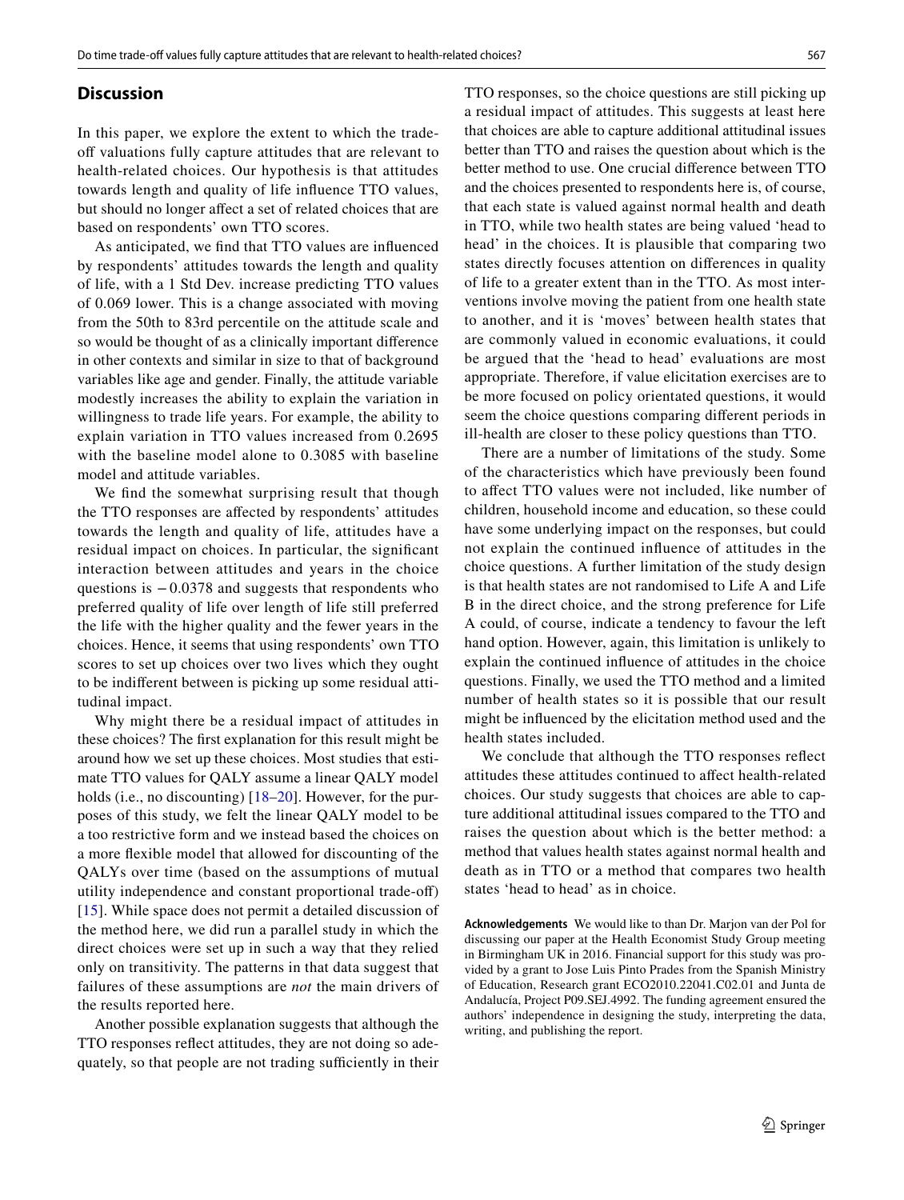## Discussion

In this paper, we explore the extent to which the trade-off valuations fully capture attitudes that are relevant to health-related choices. Our hypothesis is that attitudes towards length and quality of life influence TTO values, but should no longer affect a set of related choices that are based on respondents' own TTO scores.

As anticipated, we find that TTO values are influenced by respondents' attitudes towards the length and quality of life, with a 1 Std Dev. increase predicting TTO values of 0.069 lower. This is a change associated with moving from the 50th to 83rd percentile on the attitude scale and so would be thought of as a clinically important difference in other contexts and similar in size to that of background variables like age and gender. Finally, the attitude variable modestly increases the ability to explain the variation in willingness to trade life years. For example, the ability to explain variation in TTO values increased from 0.2695 with the baseline model alone to 0.3085 with baseline model and attitude variables.

We find the somewhat surprising result that though the TTO responses are affected by respondents' attitudes towards the length and quality of life, attitudes have a residual impact on choices. In particular, the significant interaction between attitudes and years in the choice questions is $-0.0378$ and suggests that respondents who preferred quality of life over length of life still preferred the life with the higher quality and the fewer years in the choices. Hence, it seems that using respondents' own TTO scores to set up choices over two lives which they ought to be indifferent between is picking up some residual attitudinal impact.

Why might there be a residual impact of attitudes in these choices? The first explanation for this result might be around how we set up these choices. Most studies that estimate TTO values for QALY assume a linear QALY model holds (i.e., no discounting) [18–20]. However, for the purposes of this study, we felt the linear QALY model to be a too restrictive form and we instead based the choices on a more flexible model that allowed for discounting of the QALYs over time (based on the assumptions of mutual utility independence and constant proportional trade-off) [15]. While space does not permit a detailed discussion of the method here, we did run a parallel study in which the direct choices were set up in such a way that they relied only on transitivity. The patterns in that data suggest that failures of these assumptions are *not* the main drivers of the results reported here.

Another possible explanation suggests that although the TTO responses reflect attitudes, they are not doing so adequately, so that people are not trading sufficiently in their TTO responses, so the choice questions are still picking up a residual impact of attitudes. This suggests at least here that choices are able to capture additional attitudinal issues better than TTO and raises the question about which is the better method to use. One crucial difference between TTO and the choices presented to respondents here is, of course, that each state is valued against normal health and death in TTO, while two health states are being valued 'head to head' in the choices. It is plausible that comparing two states directly focuses attention on differences in quality of life to a greater extent than in the TTO. As most interventions involve moving the patient from one health state to another, and it is 'moves' between health states that are commonly valued in economic evaluations, it could be argued that the 'head to head' evaluations are most appropriate. Therefore, if value elicitation exercises are to be more focused on policy orientated questions, it would seem the choice questions comparing different periods in ill-health are closer to these policy questions than TTO.

There are a number of limitations of the study. Some of the characteristics which have previously been found to affect TTO values were not included, like number of children, household income and education, so these could have some underlying impact on the responses, but could not explain the continued influence of attitudes in the choice questions. A further limitation of the study design is that health states are not randomised to Life A and Life B in the direct choice, and the strong preference for Life A could, of course, indicate a tendency to favour the left hand option. However, again, this limitation is unlikely to explain the continued influence of attitudes in the choice questions. Finally, we used the TTO method and a limited number of health states so that it is possible that our result might be influenced by the elicitation method used and the health states included.

We conclude that although the TTO responses reflect attitudes these attitudes continued to affect health-related choices. Our study suggests that choices are able to capture additional attitudinal issues compared to the TTO and raises the question about which is the better method: a method that values health states against normal health and death as in TTO or a method that compares two health states 'head to head' as in choice.

**Acknowledgements** We would like to than Dr. Marjon van der Pol for discussing our paper at the Health Economist Study Group meeting in Birmingham UK in 2016. Financial support for this study was provided by a grant to Jose Luis Pinto Prades from the Spanish Ministry of Education, Research grant ECO2010.22041.C02.01 and Junta de Andalucía, Project P09.SEJ.4992. The funding agreement ensured the authors' independence in designing the study, interpreting the data, writing, and publishing the report.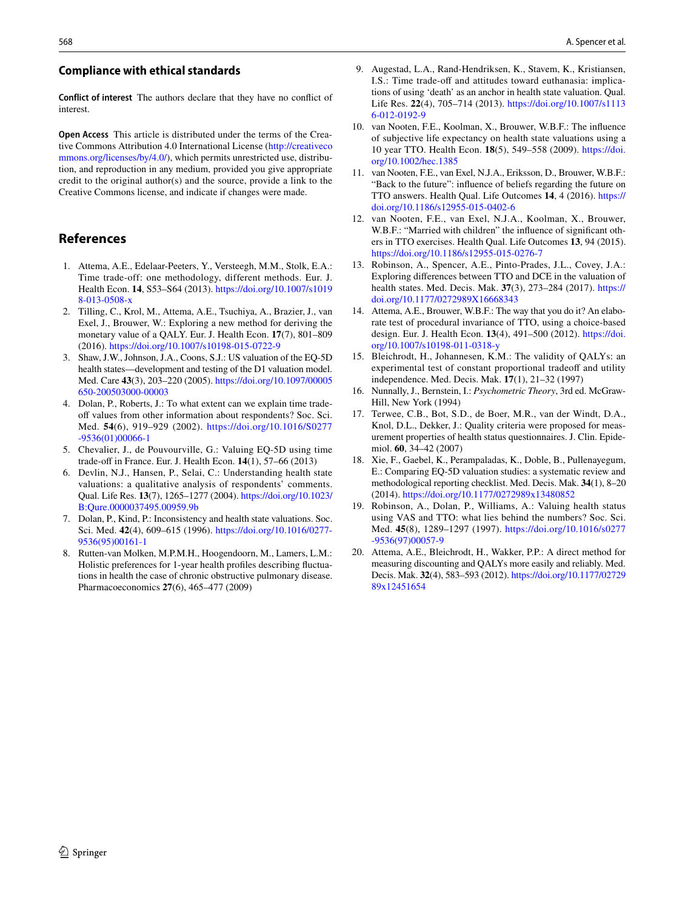## Compliance with ethical standards

**Conflict of interest** The authors declare that they have no conflict of interest.

**Open Access** This article is distributed under the terms of the Creative Commons Attribution 4.0 International License (http://creativecommons.org/licenses/by/4.0/), which permits unrestricted use, distribution, and reproduction in any medium, provided you give appropriate credit to the original author(s) and the source, provide a link to the Creative Commons license, and indicate if changes were made.

## References

1. Attema, A.E., Edelaar-Peeters, Y., Versteegh, M.M., Stolk, E.A.: Time trade-off: one methodology, different methods. Eur. J. Health Econ. **14**, S53–S64 (2013). https://doi.org/10.1007/s10198-013-0508-x
2. Tilling, C., Krol, M., Attema, A.E., Tsuchiya, A., Brazier, J., van Exel, J., Brouwer, W.: Exploring a new method for deriving the monetary value of a QALY. Eur. J. Health Econ. **17**(7), 801–809 (2016). https://doi.org/10.1007/s10198-015-0722-9
3. Shaw, J.W., Johnson, J.A., Coons, S.J.: US valuation of the EQ-5D health states—development and testing of the D1 valuation model. Med. Care **43**(3), 203–220 (2005). https://doi.org/10.1097/00005650-200503000-00003
4. Dolan, P., Roberts, J.: To what extent can we explain time trade-off values from other information about respondents? Soc. Sci. Med. **54**(6), 919–929 (2002). https://doi.org/10.1016/S0277-9536(01)00066-1
5. Chevalier, J., de Pouvourville, G.: Valuing EQ-5D using time trade-off in France. Eur. J. Health Econ. **14**(1), 57–66 (2013)
6. Devlin, N.J., Hansen, P., Selai, C.: Understanding health state valuations: a qualitative analysis of respondents' comments. Qual. Life Res. **13**(7), 1265–1277 (2004). https://doi.org/10.1023/B:Qure.0000037495.00959.9b
7. Dolan, P., Kind, P.: Inconsistency and health state valuations. Soc. Sci. Med. **42**(4), 609–615 (1996). https://doi.org/10.1016/0277-9536(95)00161-1
8. Rutten-van Molken, M.P.M.H., Hoogendoorn, M., Lamers, L.M.: Holistic preferences for 1-year health profiles describing fluctuations in health the case of chronic obstructive pulmonary disease. Pharmacoeconomics **27**(6), 465–477 (2009)
9. Augestad, L.A., Rand-Hendriksen, K., Stavem, K., Kristiansen, I.S.: Time trade-off and attitudes toward euthanasia: implications of using 'death' as an anchor in health state valuation. Qual. Life Res. **22**(4), 705–714 (2013). https://doi.org/10.1007/s11136-012-0192-9
10. van Nooten, F.E., Koolman, X., Brouwer, W.B.F.: The influence of subjective life expectancy on health state valuations using a 10 year TTO. Health Econ. **18**(5), 549–558 (2009). https://doi.org/10.1002/hec.1385
11. van Nooten, F.E., van Exel, N.J.A., Eriksson, D., Brouwer, W.B.F.: "Back to the future": influence of beliefs regarding the future on TTO answers. Health Qual. Life Outcomes **14**, 4 (2016). https://doi.org/10.1186/s12955-015-0402-6
12. van Nooten, F.E., van Exel, N.J.A., Koolman, X., Brouwer, W.B.F.: "Married with children" the influence of significant others in TTO exercises. Health Qual. Life Outcomes **13**, 94 (2015). https://doi.org/10.1186/s12955-015-0276-7
13. Robinson, A., Spencer, A.E., Pinto-Prades, J.L., Covey, J.A.: Exploring differences between TTO and DCE in the valuation of health states. Med. Decis. Mak. **37**(3), 273–284 (2017). https://doi.org/10.1177/0272989X16668343
14. Attema, A.E., Brouwer, W.B.F.: The way that you do it? An elaborate test of procedural invariance of TTO, using a choice-based design. Eur. J. Health Econ. **13**(4), 491–500 (2012). https://doi.org/10.1007/s10198-011-0318-y
15. Bleichrodt, H., Johannesen, K.M.: The validity of QALYs: an experimental test of constant proportional tradeoff and utility independence. Med. Decis. Mak. **17**(1), 21–32 (1997)
16. Nunnally, J., Bernstein, I.: *Psychometric Theory*, 3rd ed. McGraw-Hill, New York (1994)
17. Terwee, C.B., Bot, S.D., de Boer, M.R., van der Windt, D.A., Knol, D.L., Dekker, J.: Quality criteria were proposed for measurement properties of health status questionnaires. J. Clin. Epidemiol. **60**, 34–42 (2007)
18. Xie, F., Gaebel, K., Perampaladas, K., Doble, B., Pullenayegum, E.: Comparing EQ-5D valuation studies: a systematic review and methodological reporting checklist. Med. Decis. Mak. **34**(1), 8–20 (2014). https://doi.org/10.1177/0272989x13480852
19. Robinson, A., Dolan, P., Williams, A.: Valuing health status using VAS and TTO: what lies behind the numbers? Soc. Sci. Med. **45**(8), 1289–1297 (1997). https://doi.org/10.1016/s0277-9536(97)00057-9
20. Attema, A.E., Bleichrodt, H., Wakker, P.P.: A direct method for measuring discounting and QALYs more easily and reliably. Med. Decis. Mak. **32**(4), 583–593 (2012). https://doi.org/10.1177/0272989x12451654